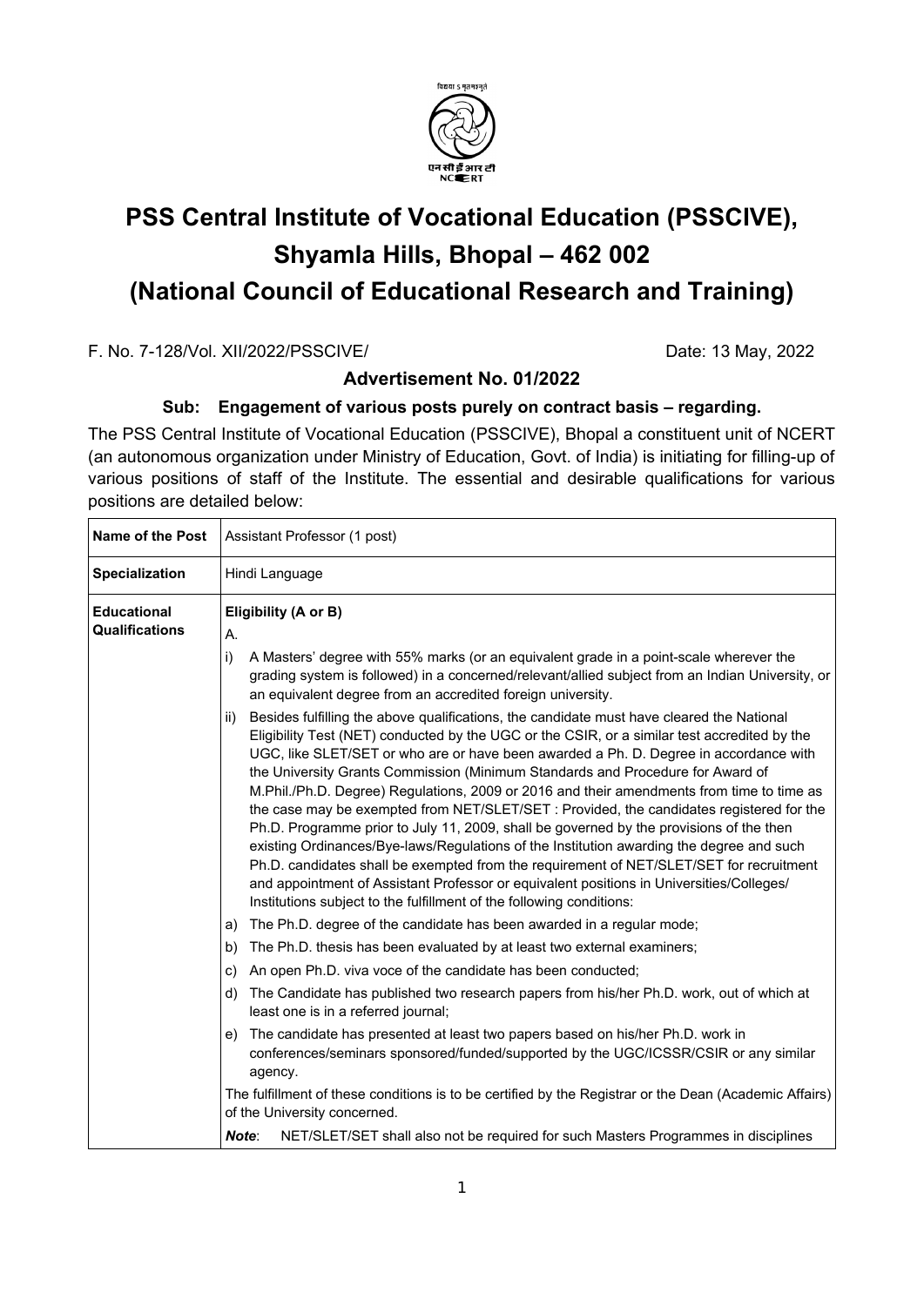विद्यया ऽमृतमश्नुते

एन सी ई आर टी
NCERT

# PSS Central Institute of Vocational Education (PSSCIVE), Shyamla Hills, Bhopal – 462 002
# (National Council of Educational Research and Training)

F. No. 7-128/Vol. XII/2022/PSSCIVE/ Date: 13 May, 2022

**Advertisement No. 01/2022**

**Sub: Engagement of various posts purely on contract basis – regarding.**

The PSS Central Institute of Vocational Education (PSSCIVE), Bhopal a constituent unit of NCERT (an autonomous organization under Ministry of Education, Govt. of India) is initiating for filling-up of various positions of staff of the Institute. The essential and desirable qualifications for various positions are detailed below:

| **Name of the Post** | Assistant Professor (1 post) |
|---|---|
| **Specialization** | Hindi Language |
| **Educational Qualifications** | **Eligibility (A or B)**<br>A.<br>i) A Masters' degree with 55% marks (or an equivalent grade in a point-scale wherever the grading system is followed) in a concerned/relevant/allied subject from an Indian University, or an equivalent degree from an accredited foreign university.<br>ii) Besides fulfilling the above qualifications, the candidate must have cleared the National Eligibility Test (NET) conducted by the UGC or the CSIR, or a similar test accredited by the UGC, like SLET/SET or who are or have been awarded a Ph. D. Degree in accordance with the University Grants Commission (Minimum Standards and Procedure for Award of M.Phil./Ph.D. Degree) Regulations, 2009 or 2016 and their amendments from time to time as the case may be exempted from NET/SLET/SET : Provided, the candidates registered for the Ph.D. Programme prior to July 11, 2009, shall be governed by the provisions of the then existing Ordinances/Bye-laws/Regulations of the Institution awarding the degree and such Ph.D. candidates shall be exempted from the requirement of NET/SLET/SET for recruitment and appointment of Assistant Professor or equivalent positions in Universities/Colleges/ Institutions subject to the fulfillment of the following conditions:<br>a) The Ph.D. degree of the candidate has been awarded in a regular mode;<br>b) The Ph.D. thesis has been evaluated by at least two external examiners;<br>c) An open Ph.D. viva voce of the candidate has been conducted;<br>d) The Candidate has published two research papers from his/her Ph.D. work, out of which at least one is in a referred journal;<br>e) The candidate has presented at least two papers based on his/her Ph.D. work in conferences/seminars sponsored/funded/supported by the UGC/ICSSR/CSIR or any similar agency.<br>The fulfillment of these conditions is to be certified by the Registrar or the Dean (Academic Affairs) of the University concerned.<br>***Note***: NET/SLET/SET shall also not be required for such Masters Programmes in disciplines |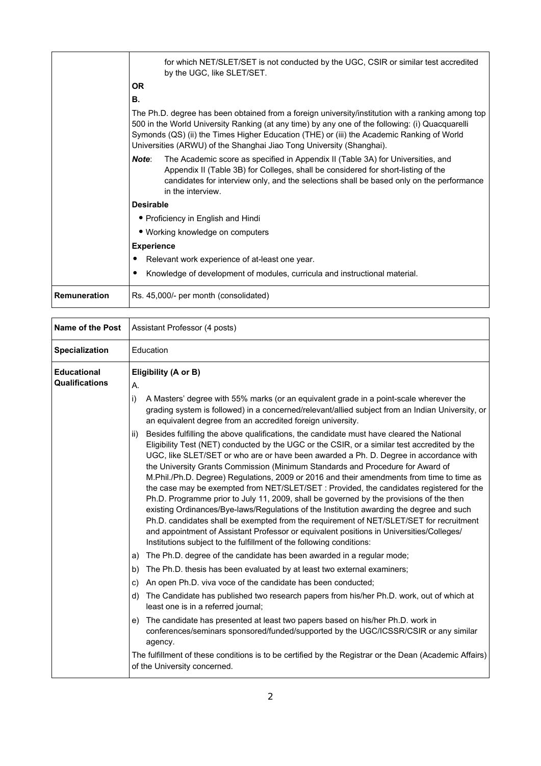| | |
|---|---|
| | for which NET/SLET/SET is not conducted by the UGC, CSIR or similar test accredited by the UGC, like SLET/SET.<br><br>**OR**<br><br>**B.**<br><br>The Ph.D. degree has been obtained from a foreign university/institution with a ranking among top 500 in the World University Ranking (at any time) by any one of the following: (i) Quacquarelli Symonds (QS) (ii) the Times Higher Education (THE) or (iii) the Academic Ranking of World Universities (ARWU) of the Shanghai Jiao Tong University (Shanghai).<br><br>***Note***: The Academic score as specified in Appendix II (Table 3A) for Universities, and Appendix II (Table 3B) for Colleges, shall be considered for short-listing of the candidates for interview only, and the selections shall be based only on the performance in the interview.<br><br>**Desirable**<br><br>• Proficiency in English and Hindi<br>• Working knowledge on computers<br><br>**Experience**<br><br>• Relevant work experience of at-least one year.<br>• Knowledge of development of modules, curricula and instructional material. |
| **Remuneration** | Rs. 45,000/- per month (consolidated) |

| | |
|---|---|
| **Name of the Post** | Assistant Professor (4 posts) |
| **Specialization** | Education |
| **Educational Qualifications** | **Eligibility (A or B)**<br><br>A.<br><br>i) A Masters' degree with 55% marks (or an equivalent grade in a point-scale wherever the grading system is followed) in a concerned/relevant/allied subject from an Indian University, or an equivalent degree from an accredited foreign university.<br><br>ii) Besides fulfilling the above qualifications, the candidate must have cleared the National Eligibility Test (NET) conducted by the UGC or the CSIR, or a similar test accredited by the UGC, like SLET/SET or who are or have been awarded a Ph. D. Degree in accordance with the University Grants Commission (Minimum Standards and Procedure for Award of M.Phil./Ph.D. Degree) Regulations, 2009 or 2016 and their amendments from time to time as the case may be exempted from NET/SLET/SET : Provided, the candidates registered for the Ph.D. Programme prior to July 11, 2009, shall be governed by the provisions of the then existing Ordinances/Bye-laws/Regulations of the Institution awarding the degree and such Ph.D. candidates shall be exempted from the requirement of NET/SLET/SET for recruitment and appointment of Assistant Professor or equivalent positions in Universities/Colleges/ Institutions subject to the fulfillment of the following conditions:<br><br>a) The Ph.D. degree of the candidate has been awarded in a regular mode;<br><br>b) The Ph.D. thesis has been evaluated by at least two external examiners;<br><br>c) An open Ph.D. viva voce of the candidate has been conducted;<br><br>d) The Candidate has published two research papers from his/her Ph.D. work, out of which at least one is in a referred journal;<br><br>e) The candidate has presented at least two papers based on his/her Ph.D. work in conferences/seminars sponsored/funded/supported by the UGC/ICSSR/CSIR or any similar agency.<br><br>The fulfillment of these conditions is to be certified by the Registrar or the Dean (Academic Affairs) of the University concerned. |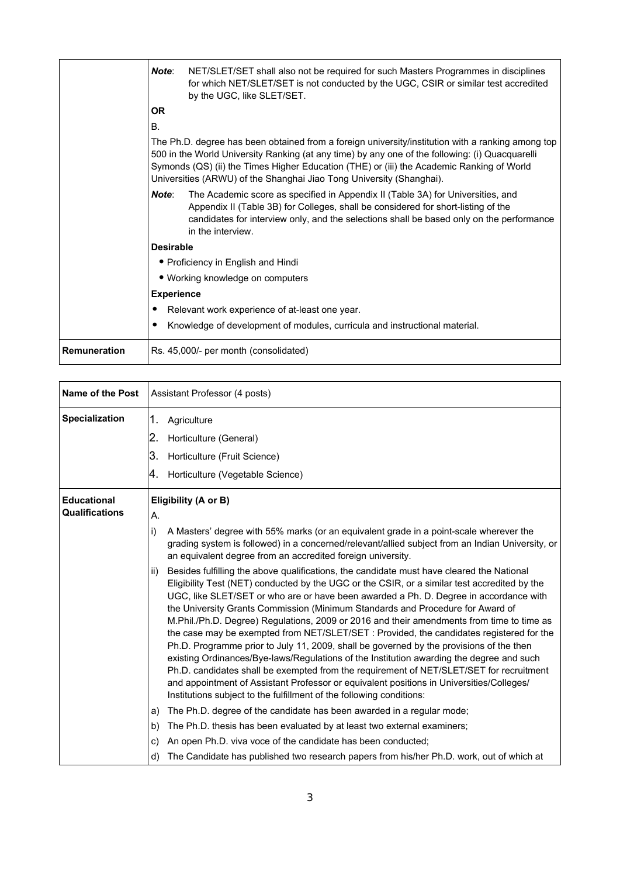| | |
|---|---|
| | ***Note*:** NET/SLET/SET shall also not be required for such Masters Programmes in disciplines for which NET/SLET/SET is not conducted by the UGC, CSIR or similar test accredited by the UGC, like SLET/SET.<br><br>**OR**<br><br>B.<br><br>The Ph.D. degree has been obtained from a foreign university/institution with a ranking among top 500 in the World University Ranking (at any time) by any one of the following: (i) Quacquarelli Symonds (QS) (ii) the Times Higher Education (THE) or (iii) the Academic Ranking of World Universities (ARWU) of the Shanghai Jiao Tong University (Shanghai).<br><br>***Note*:** The Academic score as specified in Appendix II (Table 3A) for Universities, and Appendix II (Table 3B) for Colleges, shall be considered for short-listing of the candidates for interview only, and the selections shall be based only on the performance in the interview.<br><br>**Desirable**<br>• Proficiency in English and Hindi<br>• Working knowledge on computers<br><br>**Experience**<br>• Relevant work experience of at-least one year.<br>• Knowledge of development of modules, curricula and instructional material. |
| **Remuneration** | Rs. 45,000/- per month (consolidated) |

| **Name of the Post** | Assistant Professor (4 posts) |
|---|---|
| **Specialization** | 1. Agriculture<br>2. Horticulture (General)<br>3. Horticulture (Fruit Science)<br>4. Horticulture (Vegetable Science) |
| **Educational Qualifications** | **Eligibility (A or B)**<br><br>A.<br><br>i) A Masters' degree with 55% marks (or an equivalent grade in a point-scale wherever the grading system is followed) in a concerned/relevant/allied subject from an Indian University, or an equivalent degree from an accredited foreign university.<br><br>ii) Besides fulfilling the above qualifications, the candidate must have cleared the National Eligibility Test (NET) conducted by the UGC or the CSIR, or a similar test accredited by the UGC, like SLET/SET or who are or have been awarded a Ph. D. Degree in accordance with the University Grants Commission (Minimum Standards and Procedure for Award of M.Phil./Ph.D. Degree) Regulations, 2009 or 2016 and their amendments from time to time as the case may be exempted from NET/SLET/SET : Provided, the candidates registered for the Ph.D. Programme prior to July 11, 2009, shall be governed by the provisions of the then existing Ordinances/Bye-laws/Regulations of the Institution awarding the degree and such Ph.D. candidates shall be exempted from the requirement of NET/SLET/SET for recruitment and appointment of Assistant Professor or equivalent positions in Universities/Colleges/ Institutions subject to the fulfillment of the following conditions:<br><br>a) The Ph.D. degree of the candidate has been awarded in a regular mode;<br>b) The Ph.D. thesis has been evaluated by at least two external examiners;<br>c) An open Ph.D. viva voce of the candidate has been conducted;<br>d) The Candidate has published two research papers from his/her Ph.D. work, out of which at |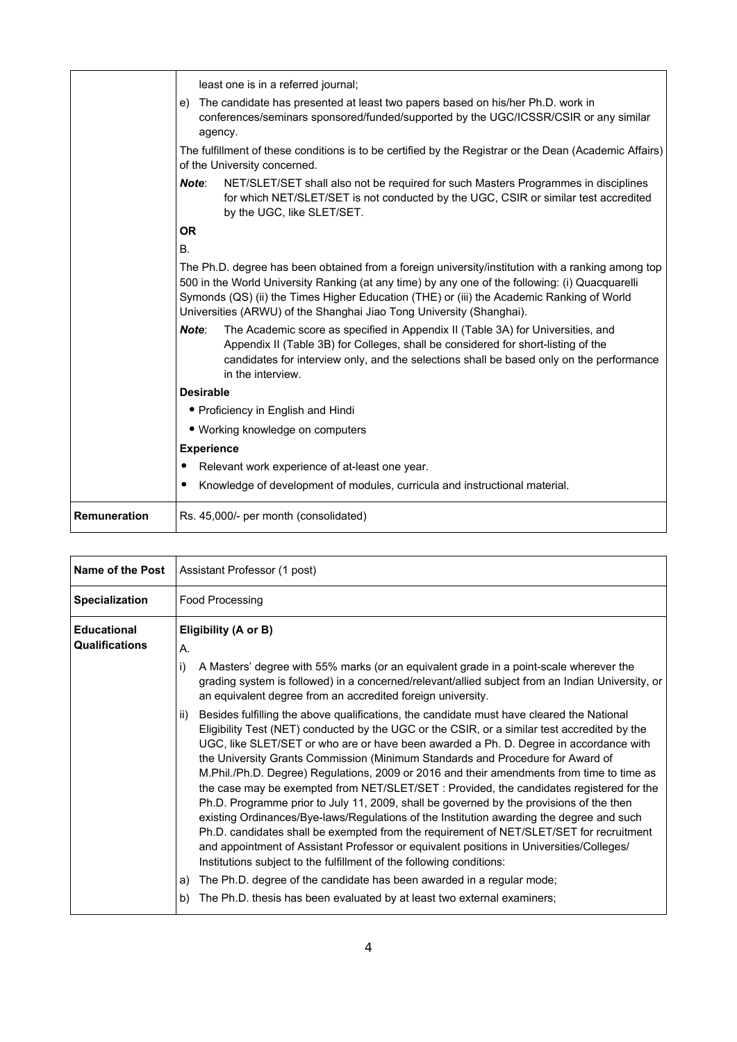| | |
|---|---|
| | least one is in a referred journal;<br>e) The candidate has presented at least two papers based on his/her Ph.D. work in conferences/seminars sponsored/funded/supported by the UGC/ICSSR/CSIR or any similar agency.<br>The fulfillment of these conditions is to be certified by the Registrar or the Dean (Academic Affairs) of the University concerned.<br>***Note***: NET/SLET/SET shall also not be required for such Masters Programmes in disciplines for which NET/SLET/SET is not conducted by the UGC, CSIR or similar test accredited by the UGC, like SLET/SET.<br>**OR**<br>B.<br>The Ph.D. degree has been obtained from a foreign university/institution with a ranking among top 500 in the World University Ranking (at any time) by any one of the following: (i) Quacquarelli Symonds (QS) (ii) the Times Higher Education (THE) or (iii) the Academic Ranking of World Universities (ARWU) of the Shanghai Jiao Tong University (Shanghai).<br>***Note***: The Academic score as specified in Appendix II (Table 3A) for Universities, and Appendix II (Table 3B) for Colleges, shall be considered for short-listing of the candidates for interview only, and the selections shall be based only on the performance in the interview.<br>**Desirable**<br>• Proficiency in English and Hindi<br>• Working knowledge on computers<br>**Experience**<br>• Relevant work experience of at-least one year.<br>• Knowledge of development of modules, curricula and instructional material. |
| **Remuneration** | Rs. 45,000/- per month (consolidated) |

| | |
|---|---|
| **Name of the Post** | Assistant Professor (1 post) |
| **Specialization** | Food Processing |
| **Educational Qualifications** | **Eligibility (A or B)**<br>A.<br>i) A Masters' degree with 55% marks (or an equivalent grade in a point-scale wherever the grading system is followed) in a concerned/relevant/allied subject from an Indian University, or an equivalent degree from an accredited foreign university.<br>ii) Besides fulfilling the above qualifications, the candidate must have cleared the National Eligibility Test (NET) conducted by the UGC or the CSIR, or a similar test accredited by the UGC, like SLET/SET or who are or have been awarded a Ph. D. Degree in accordance with the University Grants Commission (Minimum Standards and Procedure for Award of M.Phil./Ph.D. Degree) Regulations, 2009 or 2016 and their amendments from time to time as the case may be exempted from NET/SLET/SET : Provided, the candidates registered for the Ph.D. Programme prior to July 11, 2009, shall be governed by the provisions of the then existing Ordinances/Bye-laws/Regulations of the Institution awarding the degree and such Ph.D. candidates shall be exempted from the requirement of NET/SLET/SET for recruitment and appointment of Assistant Professor or equivalent positions in Universities/Colleges/ Institutions subject to the fulfillment of the following conditions:<br>a) The Ph.D. degree of the candidate has been awarded in a regular mode;<br>b) The Ph.D. thesis has been evaluated by at least two external examiners; |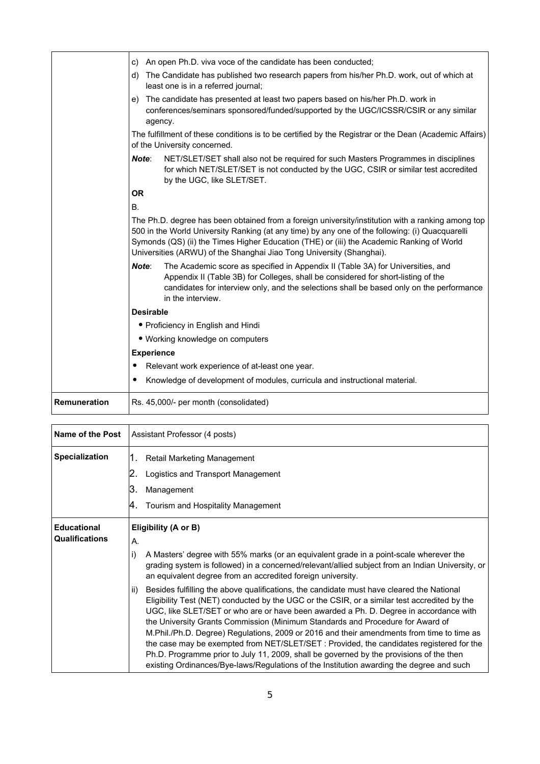| | |
|---|---|
| | c) An open Ph.D. viva voce of the candidate has been conducted;<br>d) The Candidate has published two research papers from his/her Ph.D. work, out of which at least one is in a referred journal;<br>e) The candidate has presented at least two papers based on his/her Ph.D. work in conferences/seminars sponsored/funded/supported by the UGC/ICSSR/CSIR or any similar agency.<br>The fulfillment of these conditions is to be certified by the Registrar or the Dean (Academic Affairs) of the University concerned.<br>***Note***: NET/SLET/SET shall also not be required for such Masters Programmes in disciplines for which NET/SLET/SET is not conducted by the UGC, CSIR or similar test accredited by the UGC, like SLET/SET.<br>**OR**<br>B.<br>The Ph.D. degree has been obtained from a foreign university/institution with a ranking among top 500 in the World University Ranking (at any time) by any one of the following: (i) Quacquarelli Symonds (QS) (ii) the Times Higher Education (THE) or (iii) the Academic Ranking of World Universities (ARWU) of the Shanghai Jiao Tong University (Shanghai).<br>***Note***: The Academic score as specified in Appendix II (Table 3A) for Universities, and Appendix II (Table 3B) for Colleges, shall be considered for short-listing of the candidates for interview only, and the selections shall be based only on the performance in the interview.<br>**Desirable**<br>• Proficiency in English and Hindi<br>• Working knowledge on computers<br>**Experience**<br>• Relevant work experience of at-least one year.<br>• Knowledge of development of modules, curricula and instructional material. |
| **Remuneration** | Rs. 45,000/- per month (consolidated) |

| | |
|---|---|
| **Name of the Post** | Assistant Professor (4 posts) |
| **Specialization** | 1. Retail Marketing Management<br>2. Logistics and Transport Management<br>3. Management<br>4. Tourism and Hospitality Management |
| **Educational Qualifications** | **Eligibility (A or B)**<br>A.<br>i) A Masters' degree with 55% marks (or an equivalent grade in a point-scale wherever the grading system is followed) in a concerned/relevant/allied subject from an Indian University, or an equivalent degree from an accredited foreign university.<br>ii) Besides fulfilling the above qualifications, the candidate must have cleared the National Eligibility Test (NET) conducted by the UGC or the CSIR, or a similar test accredited by the UGC, like SLET/SET or who are or have been awarded a Ph. D. Degree in accordance with the University Grants Commission (Minimum Standards and Procedure for Award of M.Phil./Ph.D. Degree) Regulations, 2009 or 2016 and their amendments from time to time as the case may be exempted from NET/SLET/SET : Provided, the candidates registered for the Ph.D. Programme prior to July 11, 2009, shall be governed by the provisions of the then existing Ordinances/Bye-laws/Regulations of the Institution awarding the degree and such |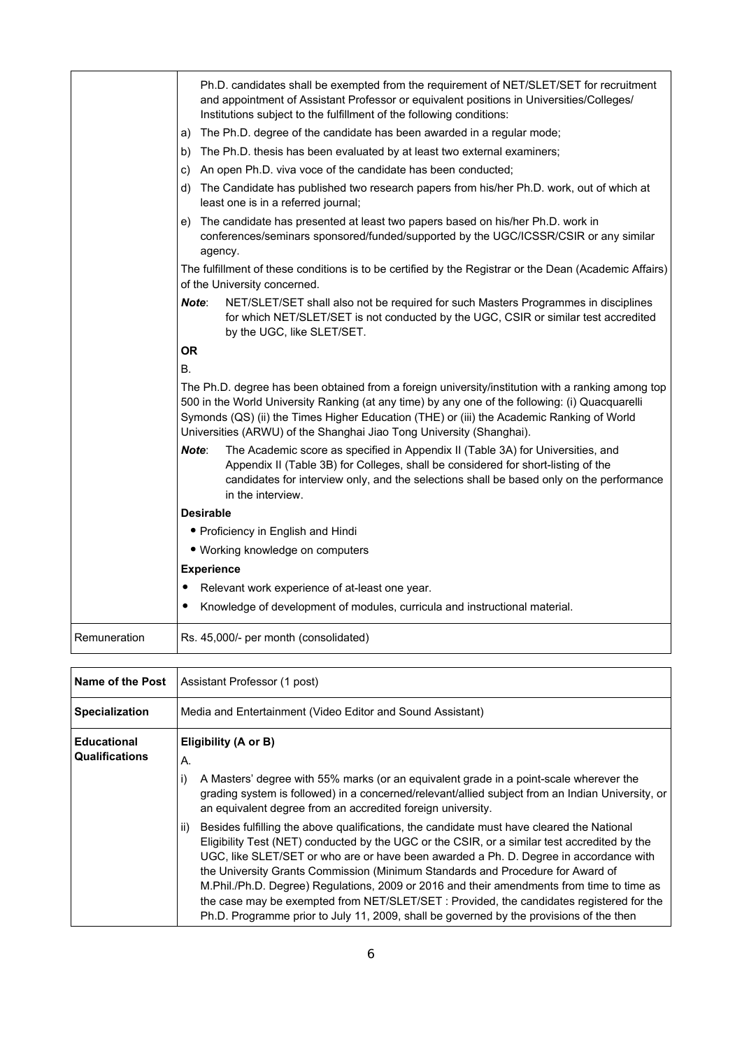| | |
|---|---|
| | Ph.D. candidates shall be exempted from the requirement of NET/SLET/SET for recruitment and appointment of Assistant Professor or equivalent positions in Universities/Colleges/ Institutions subject to the fulfillment of the following conditions:<br>a) The Ph.D. degree of the candidate has been awarded in a regular mode;<br>b) The Ph.D. thesis has been evaluated by at least two external examiners;<br>c) An open Ph.D. viva voce of the candidate has been conducted;<br>d) The Candidate has published two research papers from his/her Ph.D. work, out of which at least one is in a referred journal;<br>e) The candidate has presented at least two papers based on his/her Ph.D. work in conferences/seminars sponsored/funded/supported by the UGC/ICSSR/CSIR or any similar agency.<br>The fulfillment of these conditions is to be certified by the Registrar or the Dean (Academic Affairs) of the University concerned.<br>***Note***: NET/SLET/SET shall also not be required for such Masters Programmes in disciplines for which NET/SLET/SET is not conducted by the UGC, CSIR or similar test accredited by the UGC, like SLET/SET.<br>**OR**<br>B.<br>The Ph.D. degree has been obtained from a foreign university/institution with a ranking among top 500 in the World University Ranking (at any time) by any one of the following: (i) Quacquarelli Symonds (QS) (ii) the Times Higher Education (THE) or (iii) the Academic Ranking of World Universities (ARWU) of the Shanghai Jiao Tong University (Shanghai).<br>***Note***: The Academic score as specified in Appendix II (Table 3A) for Universities, and Appendix II (Table 3B) for Colleges, shall be considered for short-listing of the candidates for interview only, and the selections shall be based only on the performance in the interview.<br>**Desirable**<br>• Proficiency in English and Hindi<br>• Working knowledge on computers<br>**Experience**<br>• Relevant work experience of at-least one year.<br>• Knowledge of development of modules, curricula and instructional material. |
| Remuneration | Rs. 45,000/- per month (consolidated) |

| **Name of the Post** | Assistant Professor (1 post) |
|---|---|
| **Specialization** | Media and Entertainment (Video Editor and Sound Assistant) |
| **Educational Qualifications** | **Eligibility (A or B)**<br>A.<br>i) A Masters' degree with 55% marks (or an equivalent grade in a point-scale wherever the grading system is followed) in a concerned/relevant/allied subject from an Indian University, or an equivalent degree from an accredited foreign university.<br>ii) Besides fulfilling the above qualifications, the candidate must have cleared the National Eligibility Test (NET) conducted by the UGC or the CSIR, or a similar test accredited by the UGC, like SLET/SET or who are or have been awarded a Ph. D. Degree in accordance with the University Grants Commission (Minimum Standards and Procedure for Award of M.Phil./Ph.D. Degree) Regulations, 2009 or 2016 and their amendments from time to time as the case may be exempted from NET/SLET/SET : Provided, the candidates registered for the Ph.D. Programme prior to July 11, 2009, shall be governed by the provisions of the then |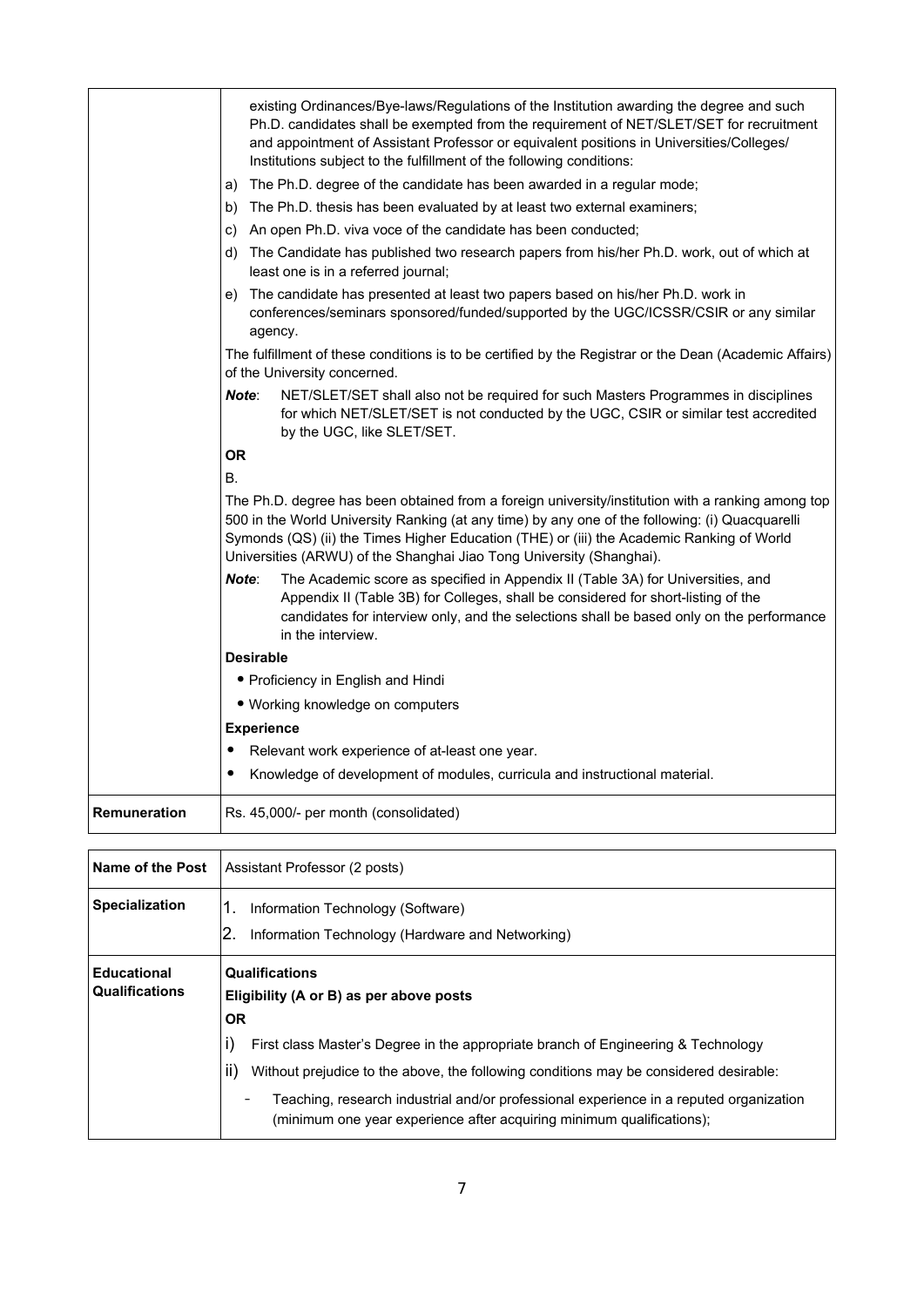| | |
|---|---|
| | existing Ordinances/Bye-laws/Regulations of the Institution awarding the degree and such Ph.D. candidates shall be exempted from the requirement of NET/SLET/SET for recruitment and appointment of Assistant Professor or equivalent positions in Universities/Colleges/ Institutions subject to the fulfillment of the following conditions:<br>a) The Ph.D. degree of the candidate has been awarded in a regular mode;<br>b) The Ph.D. thesis has been evaluated by at least two external examiners;<br>c) An open Ph.D. viva voce of the candidate has been conducted;<br>d) The Candidate has published two research papers from his/her Ph.D. work, out of which at least one is in a referred journal;<br>e) The candidate has presented at least two papers based on his/her Ph.D. work in conferences/seminars sponsored/funded/supported by the UGC/ICSSR/CSIR or any similar agency.<br>The fulfillment of these conditions is to be certified by the Registrar or the Dean (Academic Affairs) of the University concerned.<br>***Note*:** NET/SLET/SET shall also not be required for such Masters Programmes in disciplines for which NET/SLET/SET is not conducted by the UGC, CSIR or similar test accredited by the UGC, like SLET/SET.<br>**OR**<br>B.<br>The Ph.D. degree has been obtained from a foreign university/institution with a ranking among top 500 in the World University Ranking (at any time) by any one of the following: (i) Quacquarelli Symonds (QS) (ii) the Times Higher Education (THE) or (iii) the Academic Ranking of World Universities (ARWU) of the Shanghai Jiao Tong University (Shanghai).<br>***Note*:** The Academic score as specified in Appendix II (Table 3A) for Universities, and Appendix II (Table 3B) for Colleges, shall be considered for short-listing of the candidates for interview only, and the selections shall be based only on the performance in the interview.<br>**Desirable**<br>• Proficiency in English and Hindi<br>• Working knowledge on computers<br>**Experience**<br>• Relevant work experience of at-least one year.<br>• Knowledge of development of modules, curricula and instructional material. |
| **Remuneration** | Rs. 45,000/- per month (consolidated) |

| **Name of the Post** | Assistant Professor (2 posts) |
|---|---|
| **Specialization** | 1. Information Technology (Software)<br>2. Information Technology (Hardware and Networking) |
| **Educational Qualifications** | **Qualifications**<br>**Eligibility (A or B) as per above posts**<br>**OR**<br>i) First class Master's Degree in the appropriate branch of Engineering & Technology<br>ii) Without prejudice to the above, the following conditions may be considered desirable:<br>- Teaching, research industrial and/or professional experience in a reputed organization (minimum one year experience after acquiring minimum qualifications); |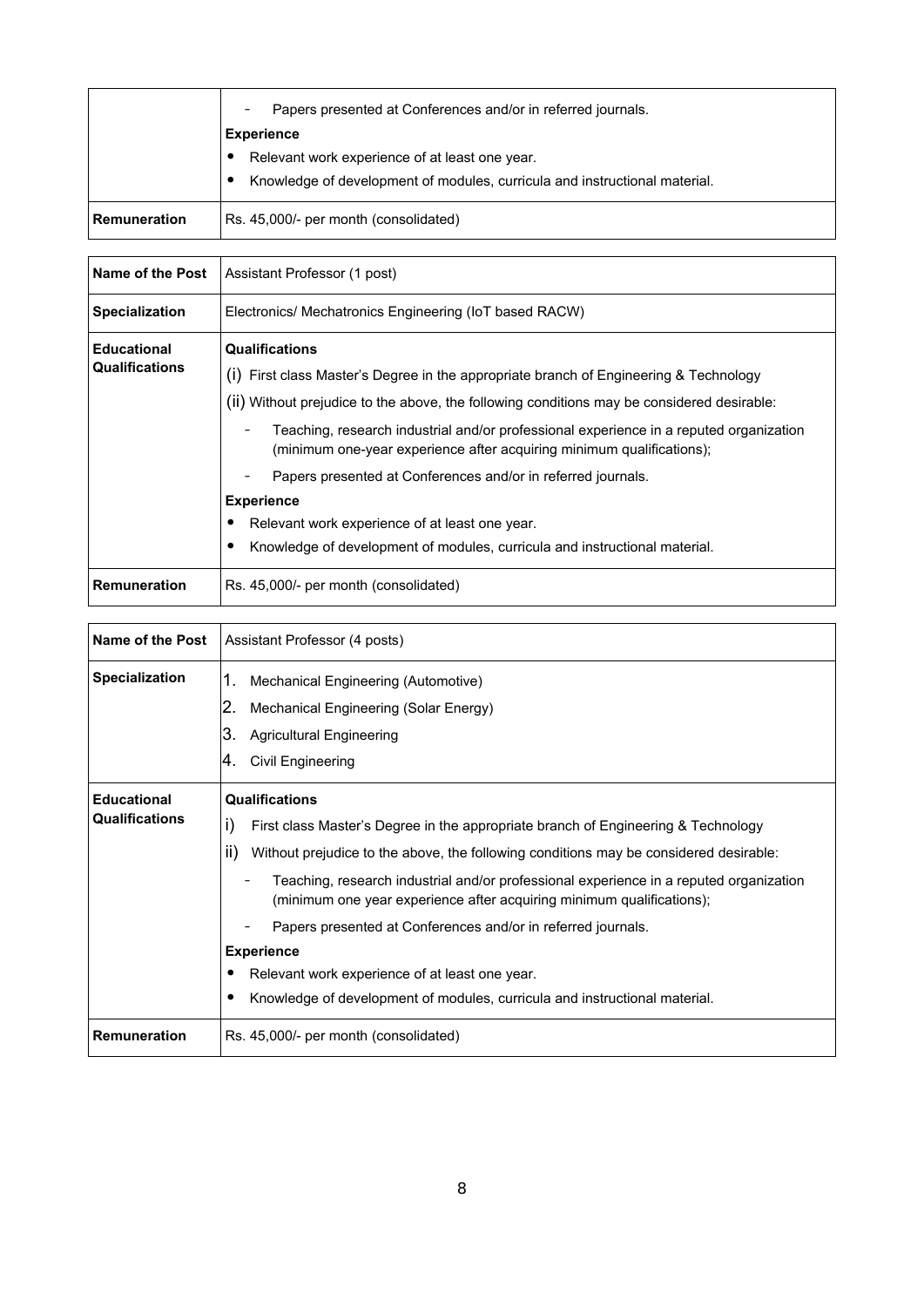| | |
|---|---|
| | - Papers presented at Conferences and/or in referred journals.<br>**Experience**<br>• Relevant work experience of at least one year.<br>• Knowledge of development of modules, curricula and instructional material. |
| **Remuneration** | Rs. 45,000/- per month (consolidated) |

| **Name of the Post** | Assistant Professor (1 post) |
|---|---|
| **Specialization** | Electronics/ Mechatronics Engineering (IoT based RACW) |
| **Educational Qualifications** | **Qualifications**<br>(i) First class Master's Degree in the appropriate branch of Engineering & Technology<br>(ii) Without prejudice to the above, the following conditions may be considered desirable:<br>- Teaching, research industrial and/or professional experience in a reputed organization (minimum one-year experience after acquiring minimum qualifications);<br>- Papers presented at Conferences and/or in referred journals.<br>**Experience**<br>• Relevant work experience of at least one year.<br>• Knowledge of development of modules, curricula and instructional material. |
| **Remuneration** | Rs. 45,000/- per month (consolidated) |

| **Name of the Post** | Assistant Professor (4 posts) |
|---|---|
| **Specialization** | 1. Mechanical Engineering (Automotive)<br>2. Mechanical Engineering (Solar Energy)<br>3. Agricultural Engineering<br>4. Civil Engineering |
| **Educational Qualifications** | **Qualifications**<br>i) First class Master's Degree in the appropriate branch of Engineering & Technology<br>ii) Without prejudice to the above, the following conditions may be considered desirable:<br>- Teaching, research industrial and/or professional experience in a reputed organization (minimum one year experience after acquiring minimum qualifications);<br>- Papers presented at Conferences and/or in referred journals.<br>**Experience**<br>• Relevant work experience of at least one year.<br>• Knowledge of development of modules, curricula and instructional material. |
| **Remuneration** | Rs. 45,000/- per month (consolidated) |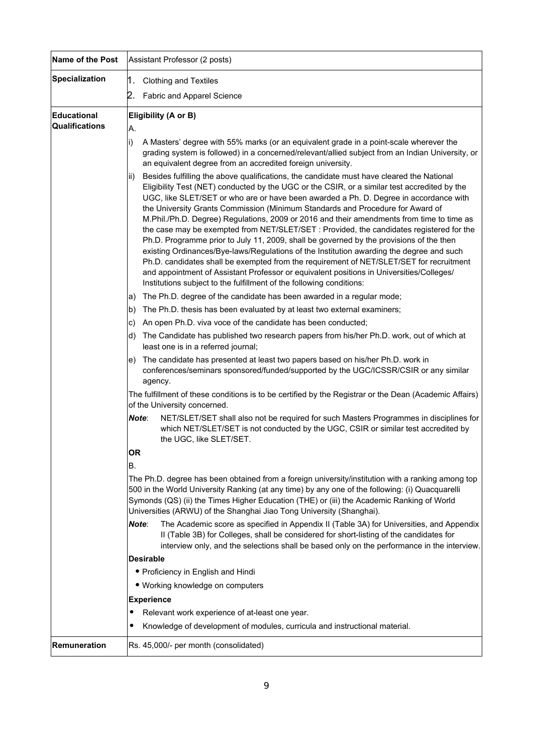| Name of the Post | Assistant Professor (2 posts) |
|---|---|
| Specialization | 1. Clothing and Textiles<br>2. Fabric and Apparel Science |
| Educational Qualifications | **Eligibility (A or B)**<br>A.<br>i) A Masters' degree with 55% marks (or an equivalent grade in a point-scale wherever the grading system is followed) in a concerned/relevant/allied subject from an Indian University, or an equivalent degree from an accredited foreign university.<br>ii) Besides fulfilling the above qualifications, the candidate must have cleared the National Eligibility Test (NET) conducted by the UGC or the CSIR, or a similar test accredited by the UGC, like SLET/SET or who are or have been awarded a Ph. D. Degree in accordance with the University Grants Commission (Minimum Standards and Procedure for Award of M.Phil./Ph.D. Degree) Regulations, 2009 or 2016 and their amendments from time to time as the case may be exempted from NET/SLET/SET : Provided, the candidates registered for the Ph.D. Programme prior to July 11, 2009, shall be governed by the provisions of the then existing Ordinances/Bye-laws/Regulations of the Institution awarding the degree and such Ph.D. candidates shall be exempted from the requirement of NET/SLET/SET for recruitment and appointment of Assistant Professor or equivalent positions in Universities/Colleges/ Institutions subject to the fulfillment of the following conditions:<br>a) The Ph.D. degree of the candidate has been awarded in a regular mode;<br>b) The Ph.D. thesis has been evaluated by at least two external examiners;<br>c) An open Ph.D. viva voce of the candidate has been conducted;<br>d) The Candidate has published two research papers from his/her Ph.D. work, out of which at least one is in a referred journal;<br>e) The candidate has presented at least two papers based on his/her Ph.D. work in conferences/seminars sponsored/funded/supported by the UGC/ICSSR/CSIR or any similar agency.<br>The fulfillment of these conditions is to be certified by the Registrar or the Dean (Academic Affairs) of the University concerned.<br>***Note***: NET/SLET/SET shall also not be required for such Masters Programmes in disciplines for which NET/SLET/SET is not conducted by the UGC, CSIR or similar test accredited by the UGC, like SLET/SET.<br>**OR**<br>B.<br>The Ph.D. degree has been obtained from a foreign university/institution with a ranking among top 500 in the World University Ranking (at any time) by any one of the following: (i) Quacquarelli Symonds (QS) (ii) the Times Higher Education (THE) or (iii) the Academic Ranking of World Universities (ARWU) of the Shanghai Jiao Tong University (Shanghai).<br>***Note***: The Academic score as specified in Appendix II (Table 3A) for Universities, and Appendix II (Table 3B) for Colleges, shall be considered for short-listing of the candidates for interview only, and the selections shall be based only on the performance in the interview.<br>**Desirable**<br>• Proficiency in English and Hindi<br>• Working knowledge on computers<br>**Experience**<br>• Relevant work experience of at-least one year.<br>• Knowledge of development of modules, curricula and instructional material. |
| Remuneration | Rs. 45,000/- per month (consolidated) |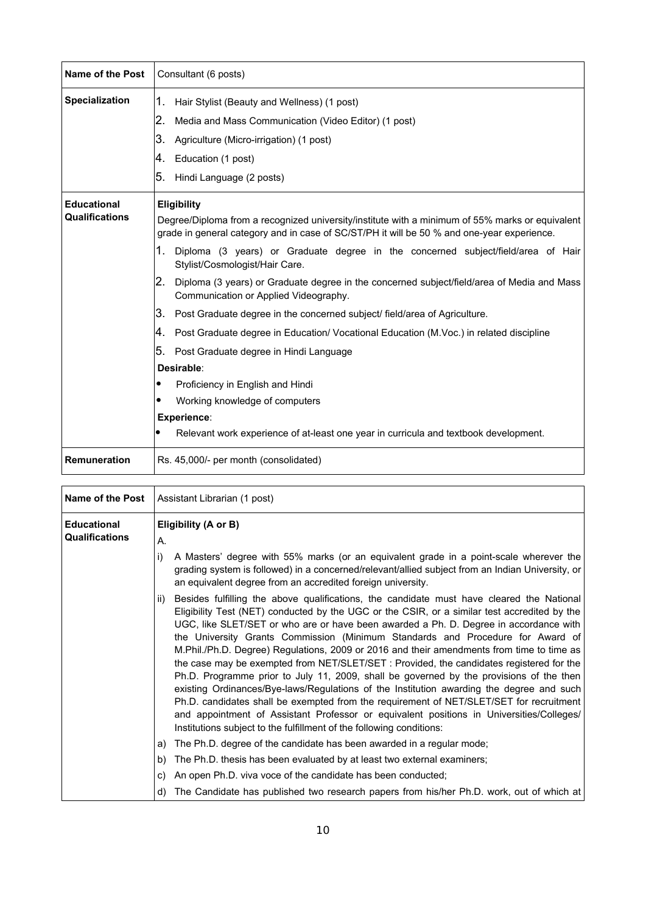| Name of the Post | Consultant (6 posts) |
|---|---|
| **Specialization** | 1. Hair Stylist (Beauty and Wellness) (1 post)<br>2. Media and Mass Communication (Video Editor) (1 post)<br>3. Agriculture (Micro-irrigation) (1 post)<br>4. Education (1 post)<br>5. Hindi Language (2 posts) |
| **Educational Qualifications** | **Eligibility**<br>Degree/Diploma from a recognized university/institute with a minimum of 55% marks or equivalent grade in general category and in case of SC/ST/PH it will be 50 % and one-year experience.<br>1. Diploma (3 years) or Graduate degree in the concerned subject/field/area of Hair Stylist/Cosmologist/Hair Care.<br>2. Diploma (3 years) or Graduate degree in the concerned subject/field/area of Media and Mass Communication or Applied Videography.<br>3. Post Graduate degree in the concerned subject/ field/area of Agriculture.<br>4. Post Graduate degree in Education/ Vocational Education (M.Voc.) in related discipline<br>5. Post Graduate degree in Hindi Language<br>**Desirable**:<br>• Proficiency in English and Hindi<br>• Working knowledge of computers<br>**Experience**:<br>• Relevant work experience of at-least one year in curricula and textbook development. |
| **Remuneration** | Rs. 45,000/- per month (consolidated) |

| Name of the Post | Assistant Librarian (1 post) |
|---|---|
| **Educational Qualifications** | **Eligibility (A or B)**<br>A.<br>i) A Masters' degree with 55% marks (or an equivalent grade in a point-scale wherever the grading system is followed) in a concerned/relevant/allied subject from an Indian University, or an equivalent degree from an accredited foreign university.<br>ii) Besides fulfilling the above qualifications, the candidate must have cleared the National Eligibility Test (NET) conducted by the UGC or the CSIR, or a similar test accredited by the UGC, like SLET/SET or who are or have been awarded a Ph. D. Degree in accordance with the University Grants Commission (Minimum Standards and Procedure for Award of M.Phil./Ph.D. Degree) Regulations, 2009 or 2016 and their amendments from time to time as the case may be exempted from NET/SLET/SET : Provided, the candidates registered for the Ph.D. Programme prior to July 11, 2009, shall be governed by the provisions of the then existing Ordinances/Bye-laws/Regulations of the Institution awarding the degree and such Ph.D. candidates shall be exempted from the requirement of NET/SLET/SET for recruitment and appointment of Assistant Professor or equivalent positions in Universities/Colleges/ Institutions subject to the fulfillment of the following conditions:<br>a) The Ph.D. degree of the candidate has been awarded in a regular mode;<br>b) The Ph.D. thesis has been evaluated by at least two external examiners;<br>c) An open Ph.D. viva voce of the candidate has been conducted;<br>d) The Candidate has published two research papers from his/her Ph.D. work, out of which at |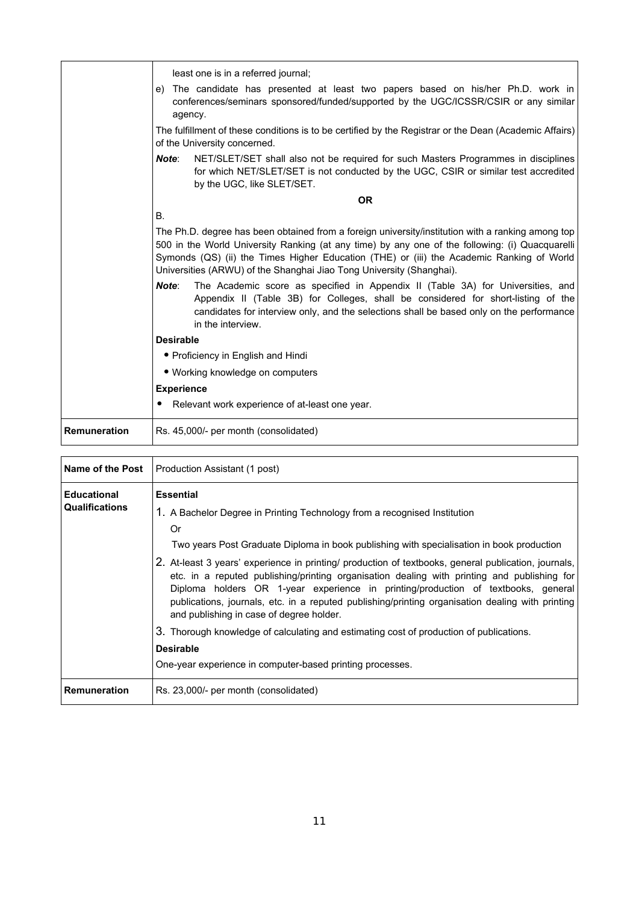| | |
|---|---|
| | least one is in a referred journal;<br>e) The candidate has presented at least two papers based on his/her Ph.D. work in conferences/seminars sponsored/funded/supported by the UGC/ICSSR/CSIR or any similar agency.<br>The fulfillment of these conditions is to be certified by the Registrar or the Dean (Academic Affairs) of the University concerned.<br>***Note***: NET/SLET/SET shall also not be required for such Masters Programmes in disciplines for which NET/SLET/SET is not conducted by the UGC, CSIR or similar test accredited by the UGC, like SLET/SET.<br>**OR**<br>B.<br>The Ph.D. degree has been obtained from a foreign university/institution with a ranking among top 500 in the World University Ranking (at any time) by any one of the following: (i) Quacquarelli Symonds (QS) (ii) the Times Higher Education (THE) or (iii) the Academic Ranking of World Universities (ARWU) of the Shanghai Jiao Tong University (Shanghai).<br>***Note***: The Academic score as specified in Appendix II (Table 3A) for Universities, and Appendix II (Table 3B) for Colleges, shall be considered for short-listing of the candidates for interview only, and the selections shall be based only on the performance in the interview.<br>**Desirable**<br>• Proficiency in English and Hindi<br>• Working knowledge on computers<br>**Experience**<br>• Relevant work experience of at-least one year. |
| **Remuneration** | Rs. 45,000/- per month (consolidated) |

| **Name of the Post** | Production Assistant (1 post) |
|---|---|
| **Educational Qualifications** | **Essential**<br>1. A Bachelor Degree in Printing Technology from a recognised Institution<br>Or<br>Two years Post Graduate Diploma in book publishing with specialisation in book production<br>2. At-least 3 years' experience in printing/ production of textbooks, general publication, journals, etc. in a reputed publishing/printing organisation dealing with printing and publishing for Diploma holders OR 1-year experience in printing/production of textbooks, general publications, journals, etc. in a reputed publishing/printing organisation dealing with printing and publishing in case of degree holder.<br>3. Thorough knowledge of calculating and estimating cost of production of publications.<br>**Desirable**<br>One-year experience in computer-based printing processes. |
| **Remuneration** | Rs. 23,000/- per month (consolidated) |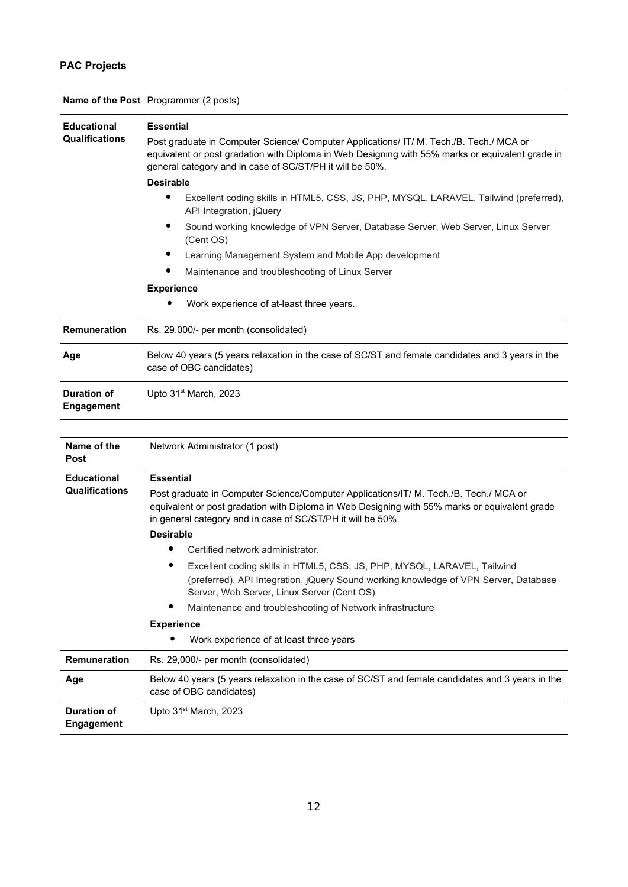**PAC Projects**

| **Name of the Post** | Programmer (2 posts) |
|---|---|
| **Educational Qualifications** | **Essential**<br>Post graduate in Computer Science/ Computer Applications/ IT/ M. Tech./B. Tech./ MCA or equivalent or post gradation with Diploma in Web Designing with 55% marks or equivalent grade in general category and in case of SC/ST/PH it will be 50%.<br>**Desirable**<br>• Excellent coding skills in HTML5, CSS, JS, PHP, MYSQL, LARAVEL, Tailwind (preferred), API Integration, jQuery<br>• Sound working knowledge of VPN Server, Database Server, Web Server, Linux Server (Cent OS)<br>• Learning Management System and Mobile App development<br>• Maintenance and troubleshooting of Linux Server<br>**Experience**<br>• Work experience of at-least three years. |
| **Remuneration** | Rs. 29,000/- per month (consolidated) |
| **Age** | Below 40 years (5 years relaxation in the case of SC/ST and female candidates and 3 years in the case of OBC candidates) |
| **Duration of Engagement** | Upto 31st March, 2023 |

| **Name of the Post** | Network Administrator (1 post) |
|---|---|
| **Educational Qualifications** | **Essential**<br>Post graduate in Computer Science/Computer Applications/IT/ M. Tech./B. Tech./ MCA or equivalent or post gradation with Diploma in Web Designing with 55% marks or equivalent grade in general category and in case of SC/ST/PH it will be 50%.<br>**Desirable**<br>• Certified network administrator.<br>• Excellent coding skills in HTML5, CSS, JS, PHP, MYSQL, LARAVEL, Tailwind (preferred), API Integration, jQuery Sound working knowledge of VPN Server, Database Server, Web Server, Linux Server (Cent OS)<br>• Maintenance and troubleshooting of Network infrastructure<br>**Experience**<br>• Work experience of at least three years |
| **Remuneration** | Rs. 29,000/- per month (consolidated) |
| **Age** | Below 40 years (5 years relaxation in the case of SC/ST and female candidates and 3 years in the case of OBC candidates) |
| **Duration of Engagement** | Upto 31st March, 2023 |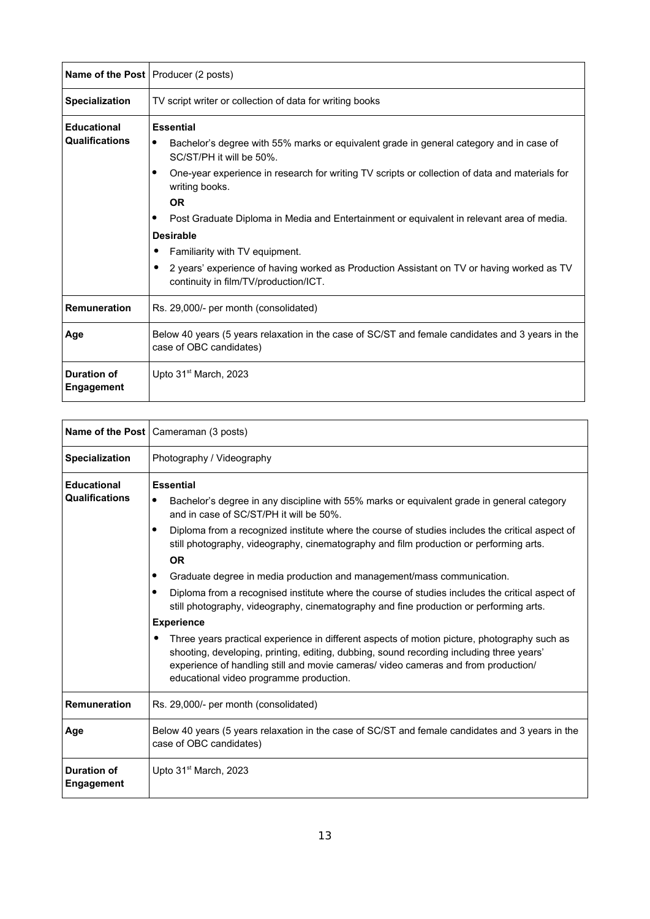| **Name of the Post** | Producer (2 posts) |
|---|---|
| **Specialization** | TV script writer or collection of data for writing books |
| **Educational Qualifications** | **Essential**<br>• Bachelor's degree with 55% marks or equivalent grade in general category and in case of SC/ST/PH it will be 50%.<br>• One-year experience in research for writing TV scripts or collection of data and materials for writing books.<br>**OR**<br>• Post Graduate Diploma in Media and Entertainment or equivalent in relevant area of media.<br>**Desirable**<br>• Familiarity with TV equipment.<br>• 2 years' experience of having worked as Production Assistant on TV or having worked as TV continuity in film/TV/production/ICT. |
| **Remuneration** | Rs. 29,000/- per month (consolidated) |
| **Age** | Below 40 years (5 years relaxation in the case of SC/ST and female candidates and 3 years in the case of OBC candidates) |
| **Duration of Engagement** | Upto 31st March, 2023 |

| **Name of the Post** | Cameraman (3 posts) |
|---|---|
| **Specialization** | Photography / Videography |
| **Educational Qualifications** | **Essential**<br>• Bachelor's degree in any discipline with 55% marks or equivalent grade in general category and in case of SC/ST/PH it will be 50%.<br>• Diploma from a recognized institute where the course of studies includes the critical aspect of still photography, videography, cinematography and film production or performing arts.<br>**OR**<br>• Graduate degree in media production and management/mass communication.<br>• Diploma from a recognised institute where the course of studies includes the critical aspect of still photography, videography, cinematography and fine production or performing arts.<br>**Experience**<br>• Three years practical experience in different aspects of motion picture, photography such as shooting, developing, printing, editing, dubbing, sound recording including three years' experience of handling still and movie cameras/ video cameras and from production/ educational video programme production. |
| **Remuneration** | Rs. 29,000/- per month (consolidated) |
| **Age** | Below 40 years (5 years relaxation in the case of SC/ST and female candidates and 3 years in the case of OBC candidates) |
| **Duration of Engagement** | Upto 31st March, 2023 |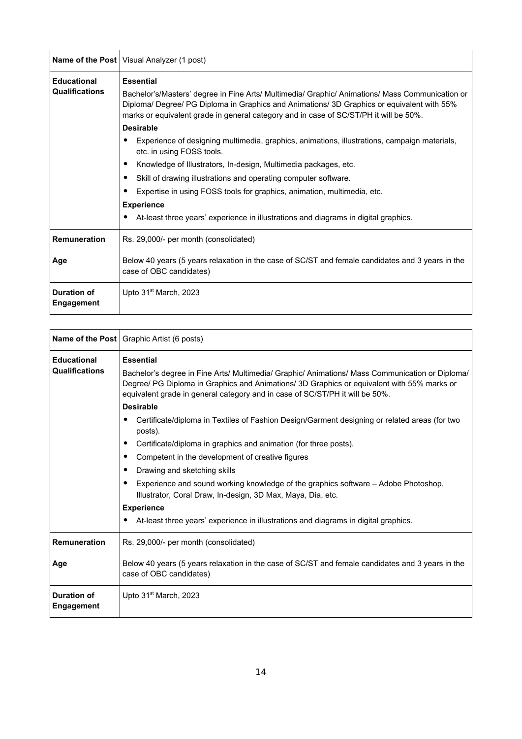| Name of the Post | Visual Analyzer (1 post) |
|---|---|
| Educational Qualifications | **Essential**<br>Bachelor's/Masters' degree in Fine Arts/ Multimedia/ Graphic/ Animations/ Mass Communication or Diploma/ Degree/ PG Diploma in Graphics and Animations/ 3D Graphics or equivalent with 55% marks or equivalent grade in general category and in case of SC/ST/PH it will be 50%.<br>**Desirable**<br>• Experience of designing multimedia, graphics, animations, illustrations, campaign materials, etc. in using FOSS tools.<br>• Knowledge of Illustrators, In-design, Multimedia packages, etc.<br>• Skill of drawing illustrations and operating computer software.<br>• Expertise in using FOSS tools for graphics, animation, multimedia, etc.<br>**Experience**<br>• At-least three years' experience in illustrations and diagrams in digital graphics. |
| Remuneration | Rs. 29,000/- per month (consolidated) |
| Age | Below 40 years (5 years relaxation in the case of SC/ST and female candidates and 3 years in the case of OBC candidates) |
| Duration of Engagement | Upto 31st March, 2023 |

| Name of the Post | Graphic Artist (6 posts) |
|---|---|
| Educational Qualifications | **Essential**<br>Bachelor's degree in Fine Arts/ Multimedia/ Graphic/ Animations/ Mass Communication or Diploma/ Degree/ PG Diploma in Graphics and Animations/ 3D Graphics or equivalent with 55% marks or equivalent grade in general category and in case of SC/ST/PH it will be 50%.<br>**Desirable**<br>• Certificate/diploma in Textiles of Fashion Design/Garment designing or related areas (for two posts).<br>• Certificate/diploma in graphics and animation (for three posts).<br>• Competent in the development of creative figures<br>• Drawing and sketching skills<br>• Experience and sound working knowledge of the graphics software – Adobe Photoshop, Illustrator, Coral Draw, In-design, 3D Max, Maya, Dia, etc.<br>**Experience**<br>• At-least three years' experience in illustrations and diagrams in digital graphics. |
| Remuneration | Rs. 29,000/- per month (consolidated) |
| Age | Below 40 years (5 years relaxation in the case of SC/ST and female candidates and 3 years in the case of OBC candidates) |
| Duration of Engagement | Upto 31st March, 2023 |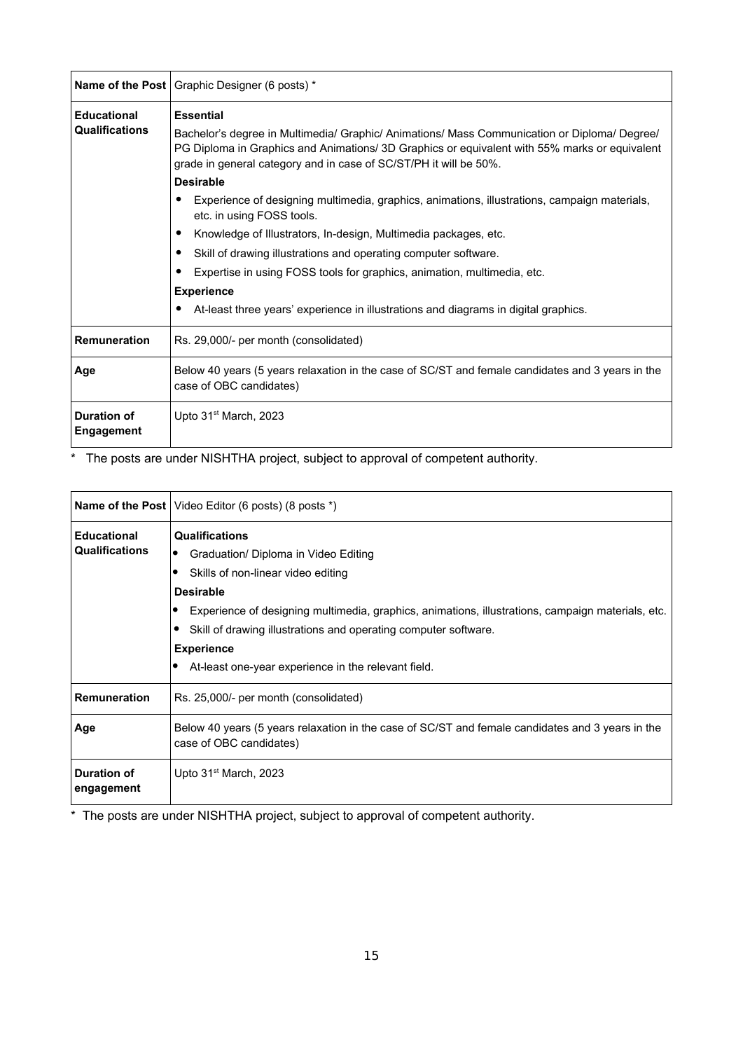| **Name of the Post** | Graphic Designer (6 posts) * |
|---|---|
| **Educational Qualifications** | **Essential**<br>Bachelor's degree in Multimedia/ Graphic/ Animations/ Mass Communication or Diploma/ Degree/ PG Diploma in Graphics and Animations/ 3D Graphics or equivalent with 55% marks or equivalent grade in general category and in case of SC/ST/PH it will be 50%.<br>**Desirable**<br>• Experience of designing multimedia, graphics, animations, illustrations, campaign materials, etc. in using FOSS tools.<br>• Knowledge of Illustrators, In-design, Multimedia packages, etc.<br>• Skill of drawing illustrations and operating computer software.<br>• Expertise in using FOSS tools for graphics, animation, multimedia, etc.<br>**Experience**<br>• At-least three years' experience in illustrations and diagrams in digital graphics. |
| **Remuneration** | Rs. 29,000/- per month (consolidated) |
| **Age** | Below 40 years (5 years relaxation in the case of SC/ST and female candidates and 3 years in the case of OBC candidates) |
| **Duration of Engagement** | Upto 31st March, 2023 |

* The posts are under NISHTHA project, subject to approval of competent authority.

| **Name of the Post** | Video Editor (6 posts) (8 posts *) |
|---|---|
| **Educational Qualifications** | **Qualifications**<br>• Graduation/ Diploma in Video Editing<br>• Skills of non-linear video editing<br>**Desirable**<br>• Experience of designing multimedia, graphics, animations, illustrations, campaign materials, etc.<br>• Skill of drawing illustrations and operating computer software.<br>**Experience**<br>• At-least one-year experience in the relevant field. |
| **Remuneration** | Rs. 25,000/- per month (consolidated) |
| **Age** | Below 40 years (5 years relaxation in the case of SC/ST and female candidates and 3 years in the case of OBC candidates) |
| **Duration of engagement** | Upto 31st March, 2023 |

* The posts are under NISHTHA project, subject to approval of competent authority.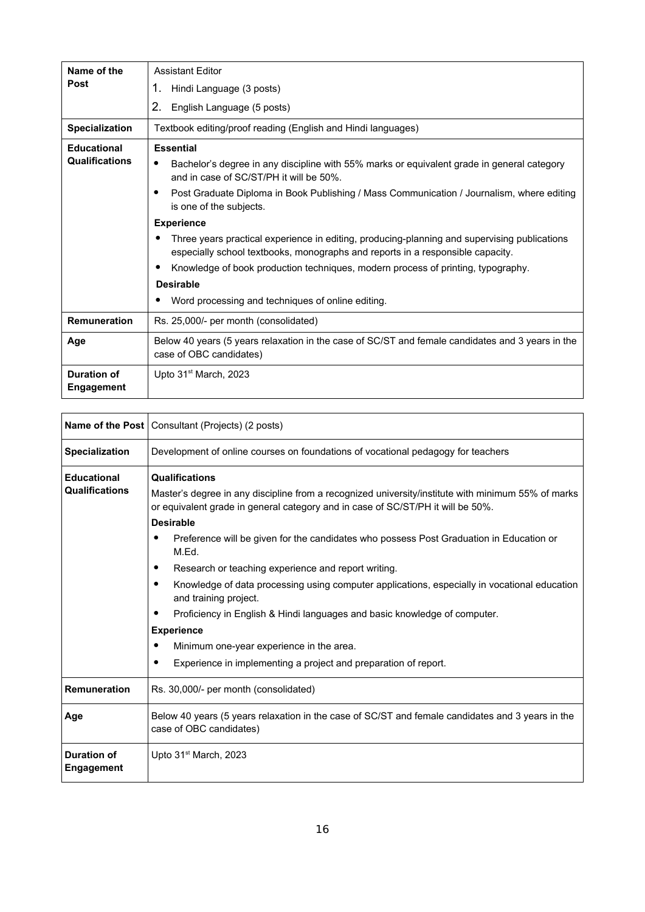| Name of the Post | Assistant Editor<br>1. Hindi Language (3 posts)<br>2. English Language (5 posts) |
|---|---|
| **Specialization** | Textbook editing/proof reading (English and Hindi languages) |
| **Educational Qualifications** | **Essential**<br>• Bachelor's degree in any discipline with 55% marks or equivalent grade in general category and in case of SC/ST/PH it will be 50%.<br>• Post Graduate Diploma in Book Publishing / Mass Communication / Journalism, where editing is one of the subjects.<br>**Experience**<br>• Three years practical experience in editing, producing-planning and supervising publications especially school textbooks, monographs and reports in a responsible capacity.<br>• Knowledge of book production techniques, modern process of printing, typography.<br>**Desirable**<br>• Word processing and techniques of online editing. |
| **Remuneration** | Rs. 25,000/- per month (consolidated) |
| **Age** | Below 40 years (5 years relaxation in the case of SC/ST and female candidates and 3 years in the case of OBC candidates) |
| **Duration of Engagement** | Upto 31st March, 2023 |

| Name of the Post | Consultant (Projects) (2 posts) |
|---|---|
| **Specialization** | Development of online courses on foundations of vocational pedagogy for teachers |
| **Educational Qualifications** | **Qualifications**<br>Master's degree in any discipline from a recognized university/institute with minimum 55% of marks or equivalent grade in general category and in case of SC/ST/PH it will be 50%.<br>**Desirable**<br>• Preference will be given for the candidates who possess Post Graduation in Education or M.Ed.<br>• Research or teaching experience and report writing.<br>• Knowledge of data processing using computer applications, especially in vocational education and training project.<br>• Proficiency in English & Hindi languages and basic knowledge of computer.<br>**Experience**<br>• Minimum one-year experience in the area.<br>• Experience in implementing a project and preparation of report. |
| **Remuneration** | Rs. 30,000/- per month (consolidated) |
| **Age** | Below 40 years (5 years relaxation in the case of SC/ST and female candidates and 3 years in the case of OBC candidates) |
| **Duration of Engagement** | Upto 31st March, 2023 |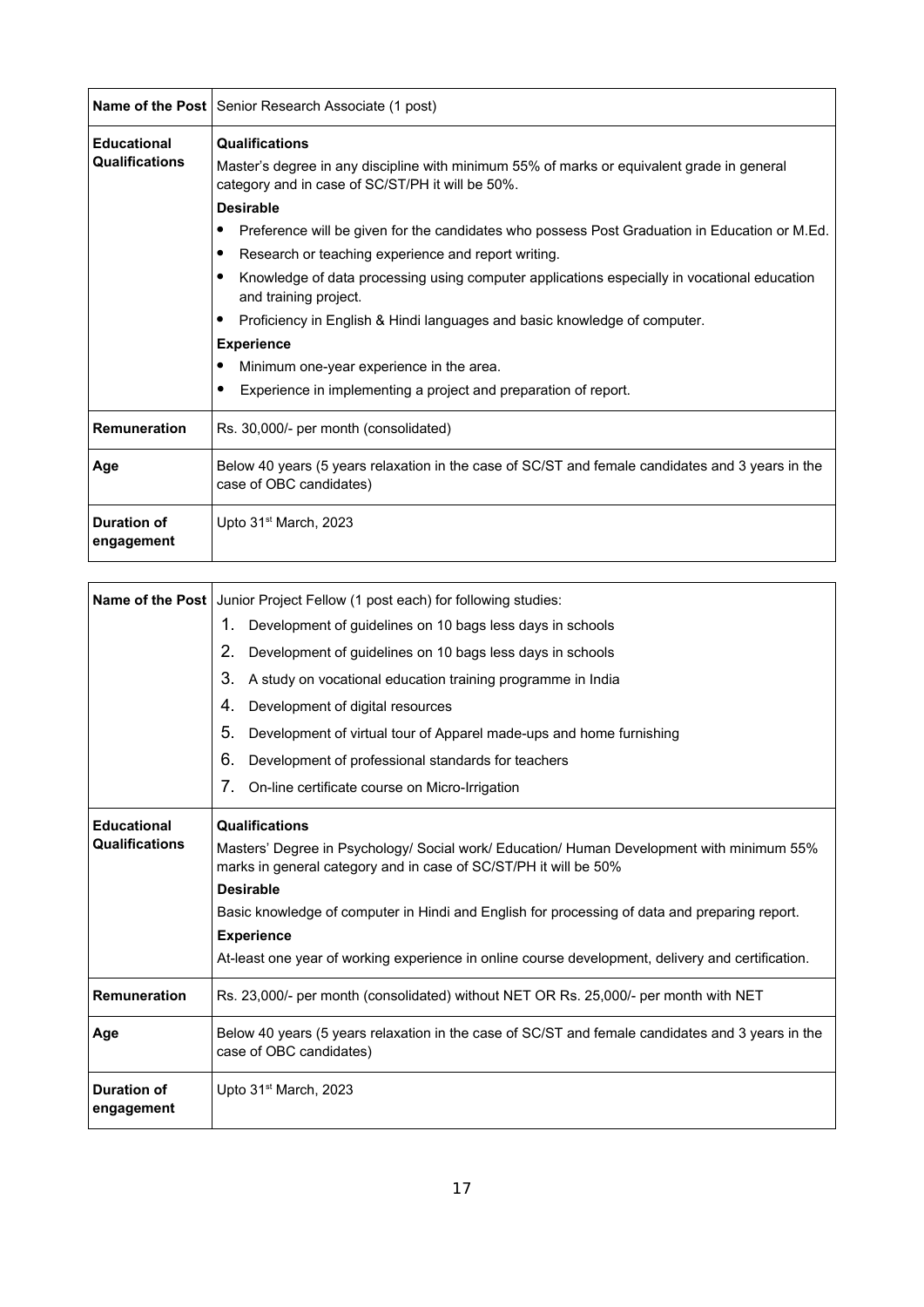| Name of the Post | Senior Research Associate (1 post) |
|---|---|
| Educational Qualifications | **Qualifications**<br>Master's degree in any discipline with minimum 55% of marks or equivalent grade in general category and in case of SC/ST/PH it will be 50%.<br>**Desirable**<br>• Preference will be given for the candidates who possess Post Graduation in Education or M.Ed.<br>• Research or teaching experience and report writing.<br>• Knowledge of data processing using computer applications especially in vocational education and training project.<br>• Proficiency in English & Hindi languages and basic knowledge of computer.<br>**Experience**<br>• Minimum one-year experience in the area.<br>• Experience in implementing a project and preparation of report. |
| Remuneration | Rs. 30,000/- per month (consolidated) |
| Age | Below 40 years (5 years relaxation in the case of SC/ST and female candidates and 3 years in the case of OBC candidates) |
| Duration of engagement | Upto 31st March, 2023 |

| Name of the Post | Junior Project Fellow (1 post each) for following studies:<br>1. Development of guidelines on 10 bags less days in schools<br>2. Development of guidelines on 10 bags less days in schools<br>3. A study on vocational education training programme in India<br>4. Development of digital resources<br>5. Development of virtual tour of Apparel made-ups and home furnishing<br>6. Development of professional standards for teachers<br>7. On-line certificate course on Micro-Irrigation |
|---|---|
| Educational Qualifications | **Qualifications**<br>Masters' Degree in Psychology/ Social work/ Education/ Human Development with minimum 55% marks in general category and in case of SC/ST/PH it will be 50%<br>**Desirable**<br>Basic knowledge of computer in Hindi and English for processing of data and preparing report.<br>**Experience**<br>At-least one year of working experience in online course development, delivery and certification. |
| Remuneration | Rs. 23,000/- per month (consolidated) without NET OR Rs. 25,000/- per month with NET |
| Age | Below 40 years (5 years relaxation in the case of SC/ST and female candidates and 3 years in the case of OBC candidates) |
| Duration of engagement | Upto 31st March, 2023 |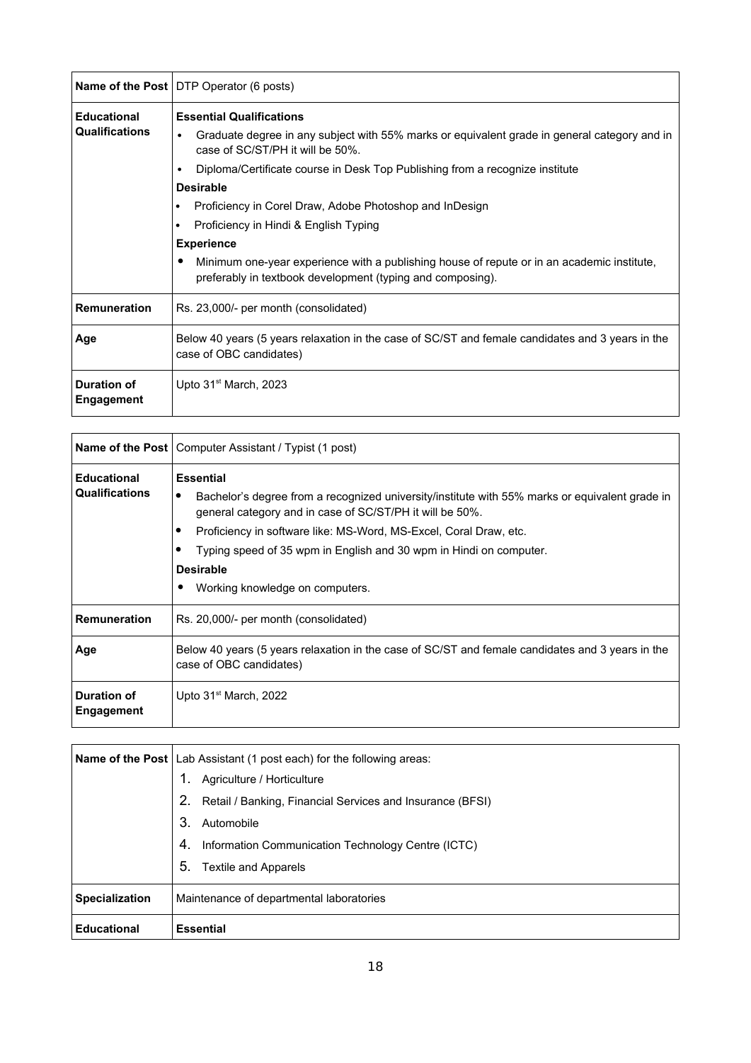| Name of the Post | DTP Operator (6 posts) |
|---|---|
| Educational Qualifications | **Essential Qualifications**<br>• Graduate degree in any subject with 55% marks or equivalent grade in general category and in case of SC/ST/PH it will be 50%.<br>• Diploma/Certificate course in Desk Top Publishing from a recognize institute<br>**Desirable**<br>• Proficiency in Corel Draw, Adobe Photoshop and InDesign<br>• Proficiency in Hindi & English Typing<br>**Experience**<br>• Minimum one-year experience with a publishing house of repute or in an academic institute, preferably in textbook development (typing and composing). |
| Remuneration | Rs. 23,000/- per month (consolidated) |
| Age | Below 40 years (5 years relaxation in the case of SC/ST and female candidates and 3 years in the case of OBC candidates) |
| Duration of Engagement | Upto 31st March, 2023 |

| Name of the Post | Computer Assistant / Typist (1 post) |
|---|---|
| Educational Qualifications | **Essential**<br>• Bachelor's degree from a recognized university/institute with 55% marks or equivalent grade in general category and in case of SC/ST/PH it will be 50%.<br>• Proficiency in software like: MS-Word, MS-Excel, Coral Draw, etc.<br>• Typing speed of 35 wpm in English and 30 wpm in Hindi on computer.<br>**Desirable**<br>• Working knowledge on computers. |
| Remuneration | Rs. 20,000/- per month (consolidated) |
| Age | Below 40 years (5 years relaxation in the case of SC/ST and female candidates and 3 years in the case of OBC candidates) |
| Duration of Engagement | Upto 31st March, 2022 |

| Name of the Post | Lab Assistant (1 post each) for the following areas:<br>1. Agriculture / Horticulture<br>2. Retail / Banking, Financial Services and Insurance (BFSI)<br>3. Automobile<br>4. Information Communication Technology Centre (ICTC)<br>5. Textile and Apparels |
|---|---|
| Specialization | Maintenance of departmental laboratories |
| Educational | **Essential** |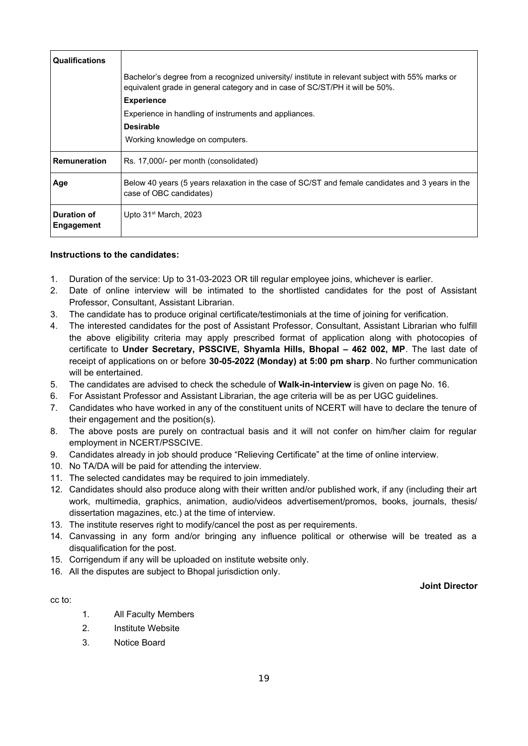| Qualifications | Bachelor's degree from a recognized university/ institute in relevant subject with 55% marks or equivalent grade in general category and in case of SC/ST/PH it will be 50%.<br>**Experience**<br>Experience in handling of instruments and appliances.<br>**Desirable**<br>Working knowledge on computers. |
|---|---|
| **Remuneration** | Rs. 17,000/- per month (consolidated) |
| **Age** | Below 40 years (5 years relaxation in the case of SC/ST and female candidates and 3 years in the case of OBC candidates) |
| **Duration of Engagement** | Upto 31st March, 2023 |

**Instructions to the candidates:**

1. Duration of the service: Up to 31-03-2023 OR till regular employee joins, whichever is earlier.
2. Date of online interview will be intimated to the shortlisted candidates for the post of Assistant Professor, Consultant, Assistant Librarian.
3. The candidate has to produce original certificate/testimonials at the time of joining for verification.
4. The interested candidates for the post of Assistant Professor, Consultant, Assistant Librarian who fulfill the above eligibility criteria may apply prescribed format of application along with photocopies of certificate to **Under Secretary, PSSCIVE, Shyamla Hills, Bhopal – 462 002, MP**. The last date of receipt of applications on or before **30-05-2022 (Monday) at 5:00 pm sharp**. No further communication will be entertained.
5. The candidates are advised to check the schedule of **Walk-in-interview** is given on page No. 16.
6. For Assistant Professor and Assistant Librarian, the age criteria will be as per UGC guidelines.
7. Candidates who have worked in any of the constituent units of NCERT will have to declare the tenure of their engagement and the position(s).
8. The above posts are purely on contractual basis and it will not confer on him/her claim for regular employment in NCERT/PSSCIVE.
9. Candidates already in job should produce "Relieving Certificate" at the time of online interview.
10. No TA/DA will be paid for attending the interview.
11. The selected candidates may be required to join immediately.
12. Candidates should also produce along with their written and/or published work, if any (including their art work, multimedia, graphics, animation, audio/videos advertisement/promos, books, journals, thesis/ dissertation magazines, etc.) at the time of interview.
13. The institute reserves right to modify/cancel the post as per requirements.
14. Canvassing in any form and/or bringing any influence political or otherwise will be treated as a disqualification for the post.
15. Corrigendum if any will be uploaded on institute website only.
16. All the disputes are subject to Bhopal jurisdiction only.

**Joint Director**

cc to:

1. All Faculty Members
2. Institute Website
3. Notice Board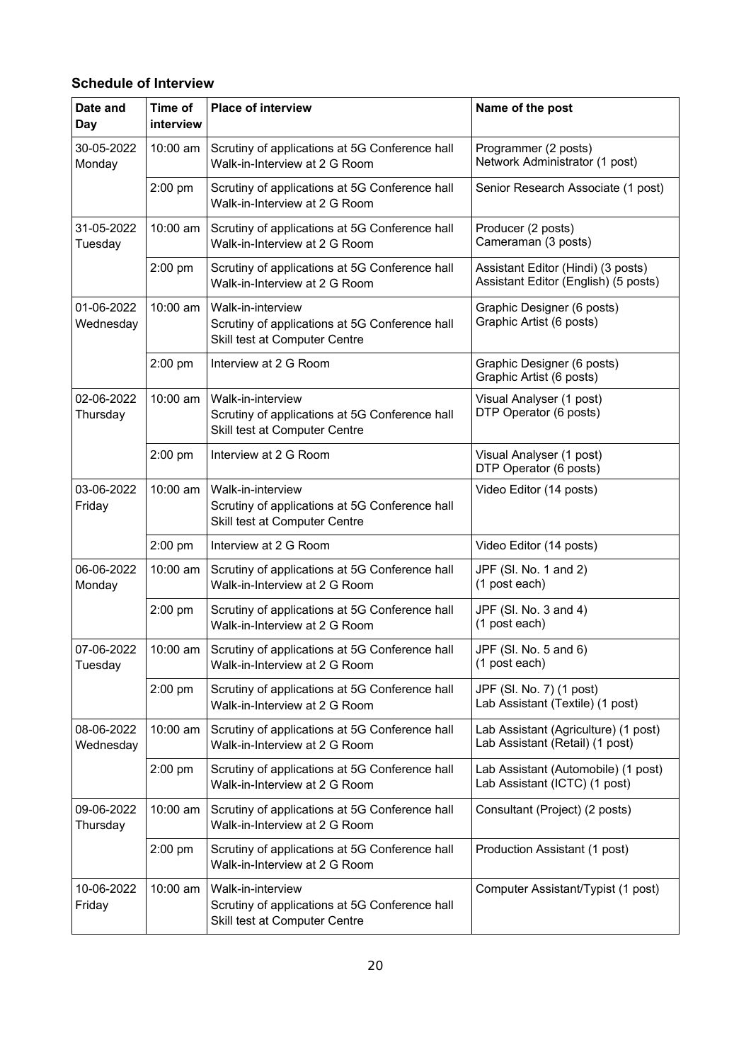### Schedule of Interview

| Date and Day | Time of interview | Place of interview | Name of the post |
|---|---|---|---|
| 30-05-2022 Monday | 10:00 am | Scrutiny of applications at 5G Conference hall<br>Walk-in-Interview at 2 G Room | Programmer (2 posts)<br>Network Administrator (1 post) |
| | 2:00 pm | Scrutiny of applications at 5G Conference hall<br>Walk-in-Interview at 2 G Room | Senior Research Associate (1 post) |
| 31-05-2022 Tuesday | 10:00 am | Scrutiny of applications at 5G Conference hall<br>Walk-in-Interview at 2 G Room | Producer (2 posts)<br>Cameraman (3 posts) |
| | 2:00 pm | Scrutiny of applications at 5G Conference hall<br>Walk-in-Interview at 2 G Room | Assistant Editor (Hindi) (3 posts)<br>Assistant Editor (English) (5 posts) |
| 01-06-2022 Wednesday | 10:00 am | Walk-in-interview<br>Scrutiny of applications at 5G Conference hall<br>Skill test at Computer Centre | Graphic Designer (6 posts)<br>Graphic Artist (6 posts) |
| | 2:00 pm | Interview at 2 G Room | Graphic Designer (6 posts)<br>Graphic Artist (6 posts) |
| 02-06-2022 Thursday | 10:00 am | Walk-in-interview<br>Scrutiny of applications at 5G Conference hall<br>Skill test at Computer Centre | Visual Analyser (1 post)<br>DTP Operator (6 posts) |
| | 2:00 pm | Interview at 2 G Room | Visual Analyser (1 post)<br>DTP Operator (6 posts) |
| 03-06-2022 Friday | 10:00 am | Walk-in-interview<br>Scrutiny of applications at 5G Conference hall<br>Skill test at Computer Centre | Video Editor (14 posts) |
| | 2:00 pm | Interview at 2 G Room | Video Editor (14 posts) |
| 06-06-2022 Monday | 10:00 am | Scrutiny of applications at 5G Conference hall<br>Walk-in-Interview at 2 G Room | JPF (Sl. No. 1 and 2)<br>(1 post each) |
| | 2:00 pm | Scrutiny of applications at 5G Conference hall<br>Walk-in-Interview at 2 G Room | JPF (Sl. No. 3 and 4)<br>(1 post each) |
| 07-06-2022 Tuesday | 10:00 am | Scrutiny of applications at 5G Conference hall<br>Walk-in-Interview at 2 G Room | JPF (Sl. No. 5 and 6)<br>(1 post each) |
| | 2:00 pm | Scrutiny of applications at 5G Conference hall<br>Walk-in-Interview at 2 G Room | JPF (Sl. No. 7) (1 post)<br>Lab Assistant (Textile) (1 post) |
| 08-06-2022 Wednesday | 10:00 am | Scrutiny of applications at 5G Conference hall<br>Walk-in-Interview at 2 G Room | Lab Assistant (Agriculture) (1 post)<br>Lab Assistant (Retail) (1 post) |
| | 2:00 pm | Scrutiny of applications at 5G Conference hall<br>Walk-in-Interview at 2 G Room | Lab Assistant (Automobile) (1 post)<br>Lab Assistant (ICTC) (1 post) |
| 09-06-2022 Thursday | 10:00 am | Scrutiny of applications at 5G Conference hall<br>Walk-in-Interview at 2 G Room | Consultant (Project) (2 posts) |
| | 2:00 pm | Scrutiny of applications at 5G Conference hall<br>Walk-in-Interview at 2 G Room | Production Assistant (1 post) |
| 10-06-2022 Friday | 10:00 am | Walk-in-interview<br>Scrutiny of applications at 5G Conference hall<br>Skill test at Computer Centre | Computer Assistant/Typist (1 post) |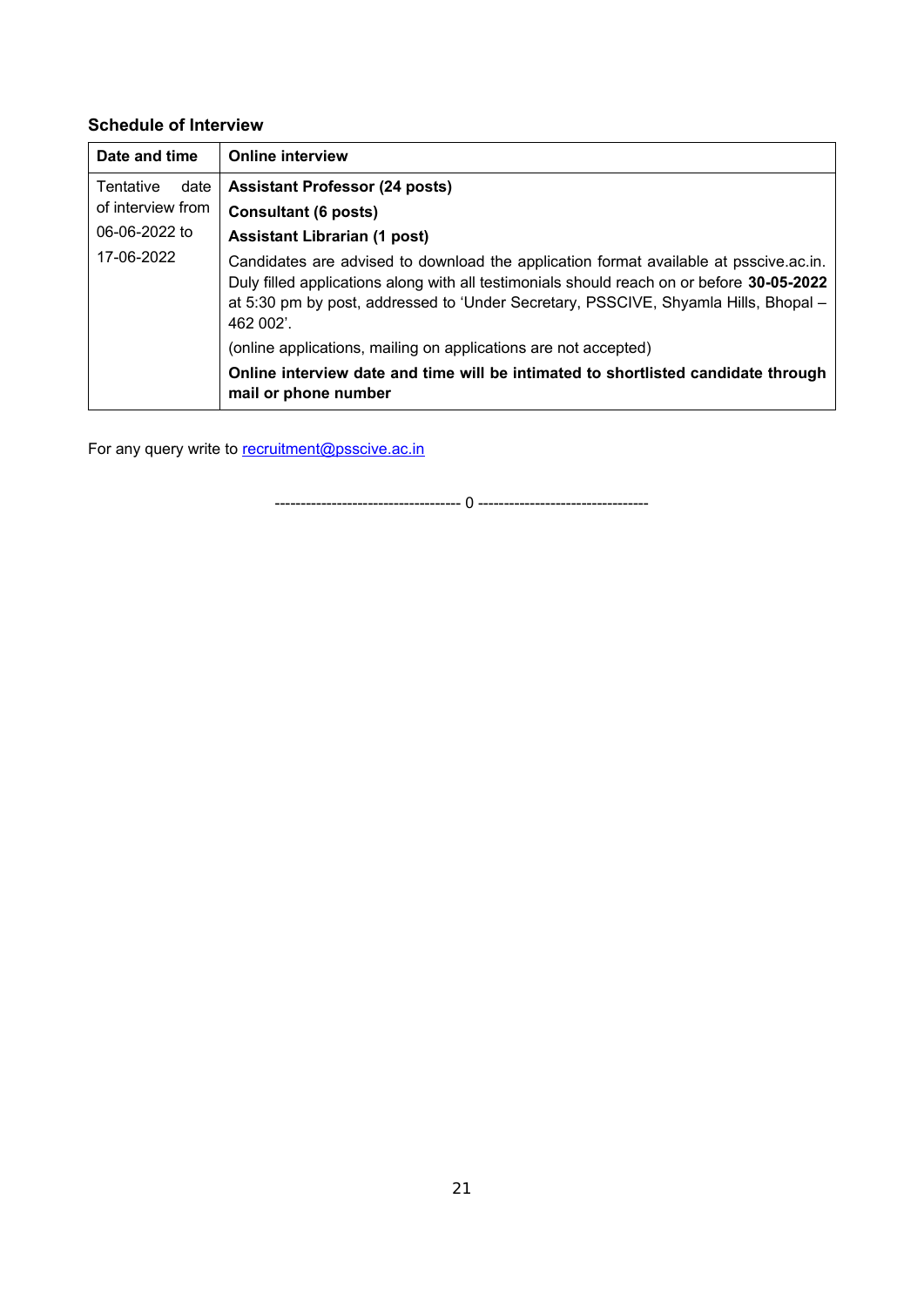### Schedule of Interview

| Date and time | Online interview |
|---|---|
| Tentative date of interview from 06-06-2022 to 17-06-2022 | **Assistant Professor (24 posts)**<br>**Consultant (6 posts)**<br>**Assistant Librarian (1 post)**<br>Candidates are advised to download the application format available at psscive.ac.in. Duly filled applications along with all testimonials should reach on or before **30-05-2022** at 5:30 pm by post, addressed to 'Under Secretary, PSSCIVE, Shyamla Hills, Bhopal – 462 002'.<br>(online applications, mailing on applications are not accepted)<br>**Online interview date and time will be intimated to shortlisted candidate through mail or phone number** |

For any query write to recruitment@psscive.ac.in

------------------------------------ 0 ---------------------------------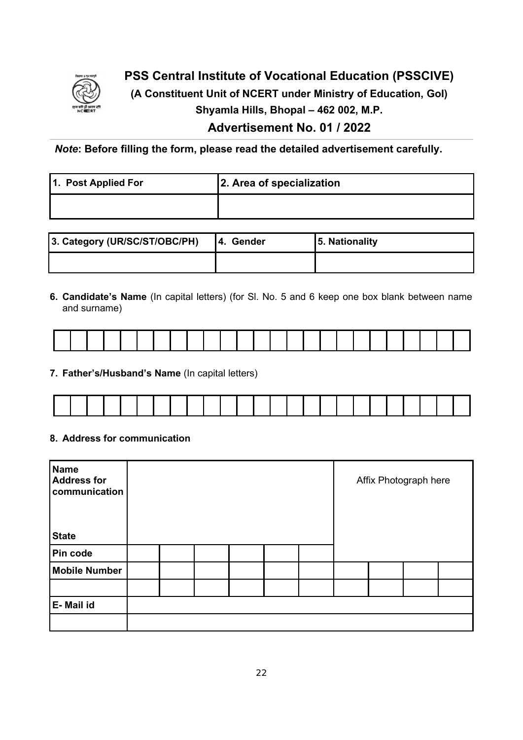# PSS Central Institute of Vocational Education (PSSCIVE)

**(A Constituent Unit of NCERT under Ministry of Education, GoI)**

**Shyamla Hills, Bhopal – 462 002, M.P.**

## Advertisement No. 01 / 2022

***Note*: Before filling the form, please read the detailed advertisement carefully.**

| 1. Post Applied For | 2. Area of specialization |
|---|---|
| | |

| 3. Category (UR/SC/ST/OBC/PH) | 4. Gender | 5. Nationality |
|---|---|---|
| | | |

**6. Candidate's Name** (In capital letters) (for Sl. No. 5 and 6 keep one box blank between name and surname)

| | | | | | | | | | | | | | | | | | | | | | | | | |
|---|---|---|---|---|---|---|---|---|---|---|---|---|---|---|---|---|---|---|---|---|---|---|---|---|
| | | | | | | | | | | | | | | | | | | | | | | | | |

**7. Father's/Husband's Name** (In capital letters)

| | | | | | | | | | | | | | | | | | | | | | | | | |
|---|---|---|---|---|---|---|---|---|---|---|---|---|---|---|---|---|---|---|---|---|---|---|---|---|
| | | | | | | | | | | | | | | | | | | | | | | | | |

**8. Address for communication**

| | | | | | | | | | |
|---|---|---|---|---|---|---|---|---|---|
| **Name Address for communication**<br><br>**State** | | | | | | Affix Photograph here | | | |
| **Pin code** | | | | | | | | | |
| **Mobile Number** | | | | | | | | | |
| | | | | | | | | | |
| **E- Mail id** | | | | | | | | | |
| | | | | | | | | | |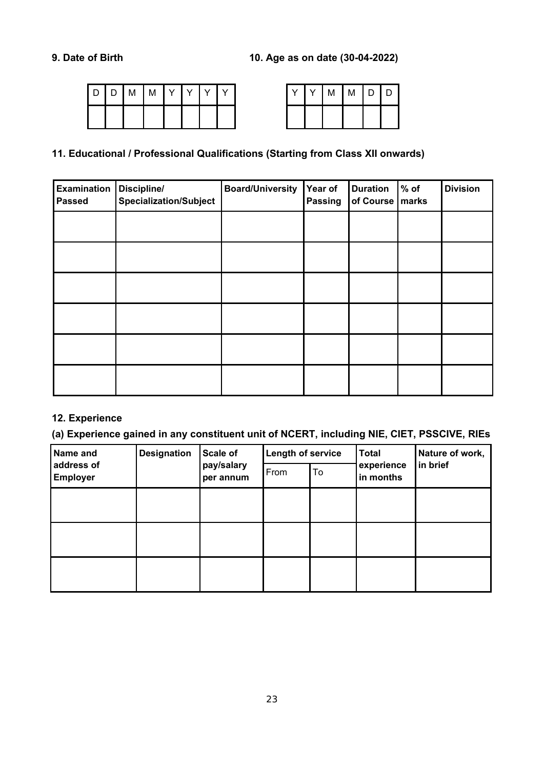**9. Date of Birth**

| D | D | M | M | Y | Y | Y | Y |
|---|---|---|---|---|---|---|---|
| | | | | | | | |

**10. Age as on date (30-04-2022)**

| Y | Y | M | M | D | D |
|---|---|---|---|---|---|
| | | | | | |

**11. Educational / Professional Qualifications (Starting from Class XII onwards)**

| Examination Passed | Discipline/ Specialization/Subject | Board/University | Year of Passing | Duration of Course | % of marks | Division |
|---|---|---|---|---|---|---|
| | | | | | | |
| | | | | | | |
| | | | | | | |
| | | | | | | |
| | | | | | | |
| | | | | | | |

**12. Experience**

**(a) Experience gained in any constituent unit of NCERT, including NIE, CIET, PSSCIVE, RIEs**

| Name and address of Employer | Designation | Scale of pay/salary per annum | Length of service | | Total experience in months | Nature of work, in brief |
|---|---|---|---|---|---|---|
| | | | From | To | | |
| | | | | | | |
| | | | | | | |
| | | | | | | |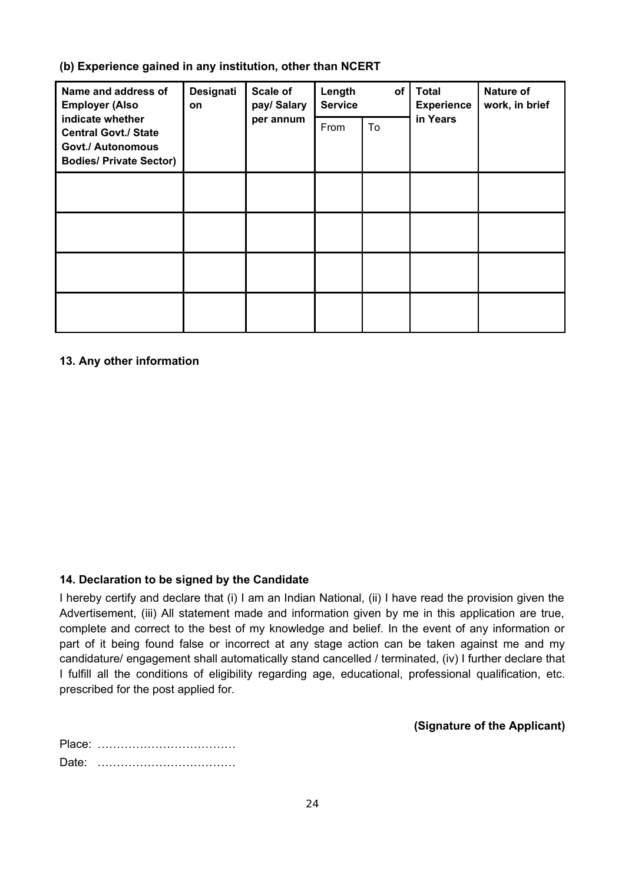**(b) Experience gained in any institution, other than NCERT**

| Name and address of Employer (Also indicate whether Central Govt./ State Govt./ Autonomous Bodies/ Private Sector) | Designation | Scale of pay/ Salary per annum | Length of Service | | Total Experience in Years | Nature of work, in brief |
|---|---|---|---|---|---|---|
| | | | From | To | | |
| | | | | | | |
| | | | | | | |
| | | | | | | |
| | | | | | | |

**13. Any other information**

**14. Declaration to be signed by the Candidate**

I hereby certify and declare that (i) I am an Indian National, (ii) I have read the provision given the Advertisement, (iii) All statement made and information given by me in this application are true, complete and correct to the best of my knowledge and belief. In the event of any information or part of it being found false or incorrect at any stage action can be taken against me and my candidature/ engagement shall automatically stand cancelled / terminated, (iv) I further declare that I fulfill all the conditions of eligibility regarding age, educational, professional qualification, etc. prescribed for the post applied for.

**(Signature of the Applicant)**

Place: ………………………………

Date: ………………………………